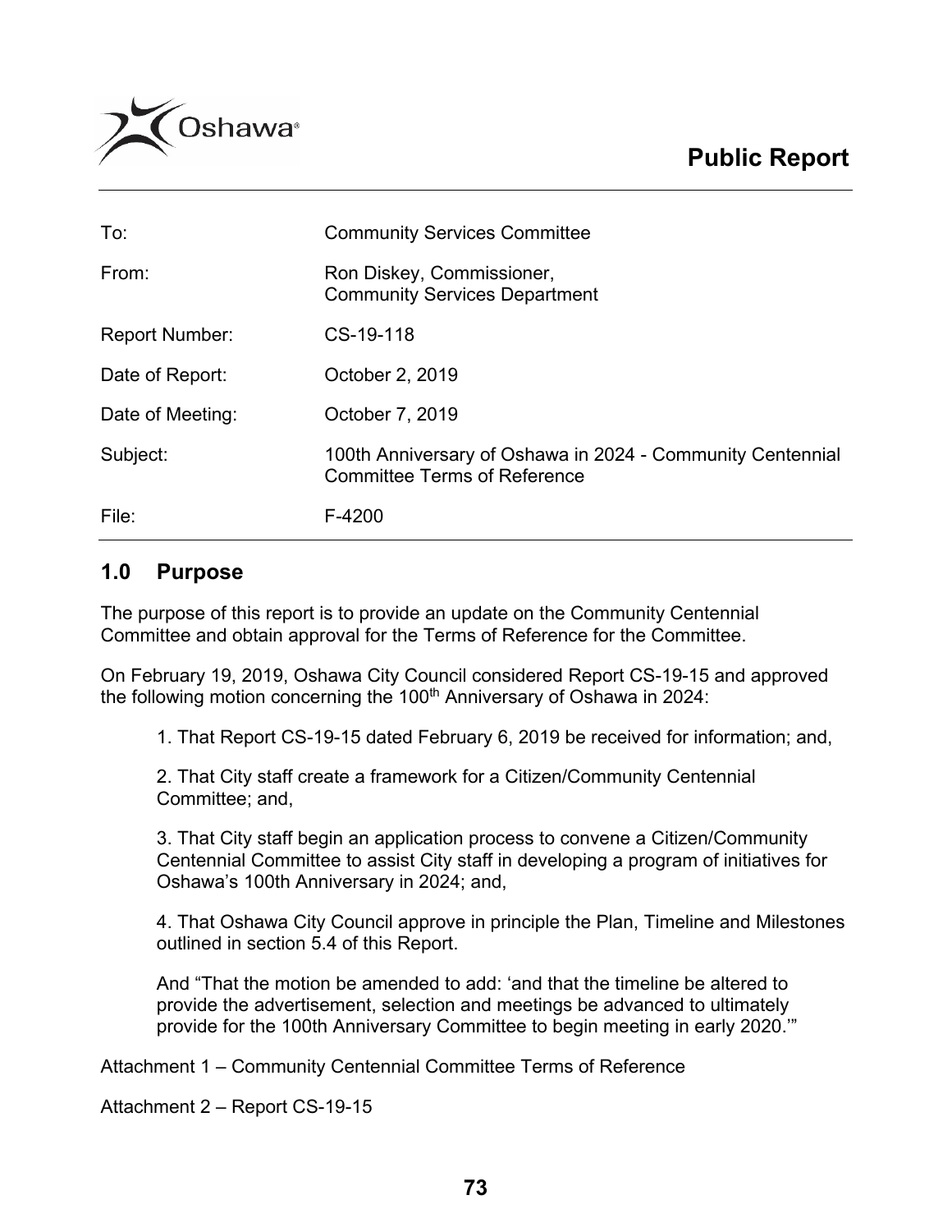# Public Report

| | |
|---|---|
| To: | Community Services Committee |
| From: | Ron Diskey, Commissioner, Community Services Department |
| Report Number: | CS-19-118 |
| Date of Report: | October 2, 2019 |
| Date of Meeting: | October 7, 2019 |
| Subject: | 100th Anniversary of Oshawa in 2024 - Community Centennial Committee Terms of Reference |
| File: | F-4200 |

## 1.0 Purpose

The purpose of this report is to provide an update on the Community Centennial Committee and obtain approval for the Terms of Reference for the Committee.

On February 19, 2019, Oshawa City Council considered Report CS-19-15 and approved the following motion concerning the 100th Anniversary of Oshawa in 2024:

> 1. That Report CS-19-15 dated February 6, 2019 be received for information; and,
>
> 2. That City staff create a framework for a Citizen/Community Centennial Committee; and,
>
> 3. That City staff begin an application process to convene a Citizen/Community Centennial Committee to assist City staff in developing a program of initiatives for Oshawa's 100th Anniversary in 2024; and,
>
> 4. That Oshawa City Council approve in principle the Plan, Timeline and Milestones outlined in section 5.4 of this Report.
>
> And "That the motion be amended to add: 'and that the timeline be altered to provide the advertisement, selection and meetings be advanced to ultimately provide for the 100th Anniversary Committee to begin meeting in early 2020.'"

Attachment 1 – Community Centennial Committee Terms of Reference

Attachment 2 – Report CS-19-15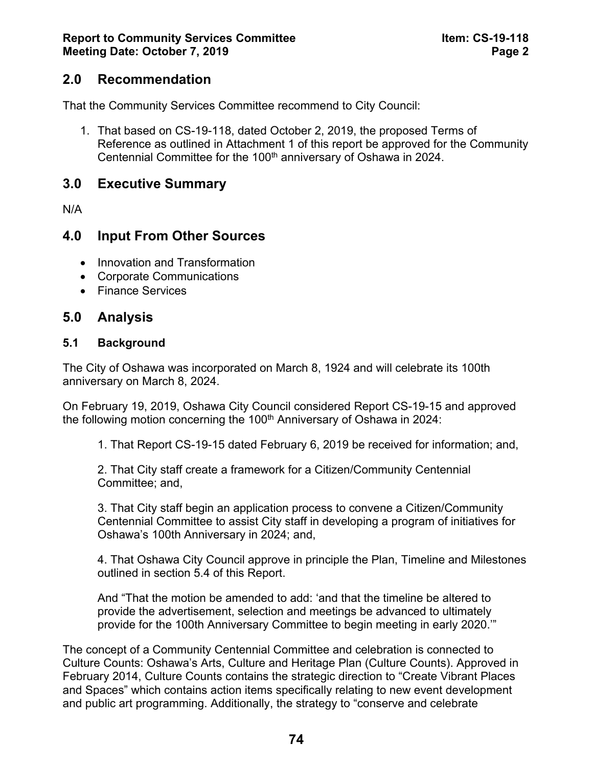## 2.0 Recommendation

That the Community Services Committee recommend to City Council:

1. That based on CS-19-118, dated October 2, 2019, the proposed Terms of Reference as outlined in Attachment 1 of this report be approved for the Community Centennial Committee for the 100th anniversary of Oshawa in 2024.

## 3.0 Executive Summary

N/A

## 4.0 Input From Other Sources

- Innovation and Transformation
- Corporate Communications
- Finance Services

## 5.0 Analysis

### 5.1 Background

The City of Oshawa was incorporated on March 8, 1924 and will celebrate its 100th anniversary on March 8, 2024.

On February 19, 2019, Oshawa City Council considered Report CS-19-15 and approved the following motion concerning the 100th Anniversary of Oshawa in 2024:

> 1. That Report CS-19-15 dated February 6, 2019 be received for information; and,
>
> 2. That City staff create a framework for a Citizen/Community Centennial Committee; and,
>
> 3. That City staff begin an application process to convene a Citizen/Community Centennial Committee to assist City staff in developing a program of initiatives for Oshawa's 100th Anniversary in 2024; and,
>
> 4. That Oshawa City Council approve in principle the Plan, Timeline and Milestones outlined in section 5.4 of this Report.
>
> And "That the motion be amended to add: 'and that the timeline be altered to provide the advertisement, selection and meetings be advanced to ultimately provide for the 100th Anniversary Committee to begin meeting in early 2020.'"

The concept of a Community Centennial Committee and celebration is connected to Culture Counts: Oshawa's Arts, Culture and Heritage Plan (Culture Counts). Approved in February 2014, Culture Counts contains the strategic direction to "Create Vibrant Places and Spaces" which contains action items specifically relating to new event development and public art programming. Additionally, the strategy to "conserve and celebrate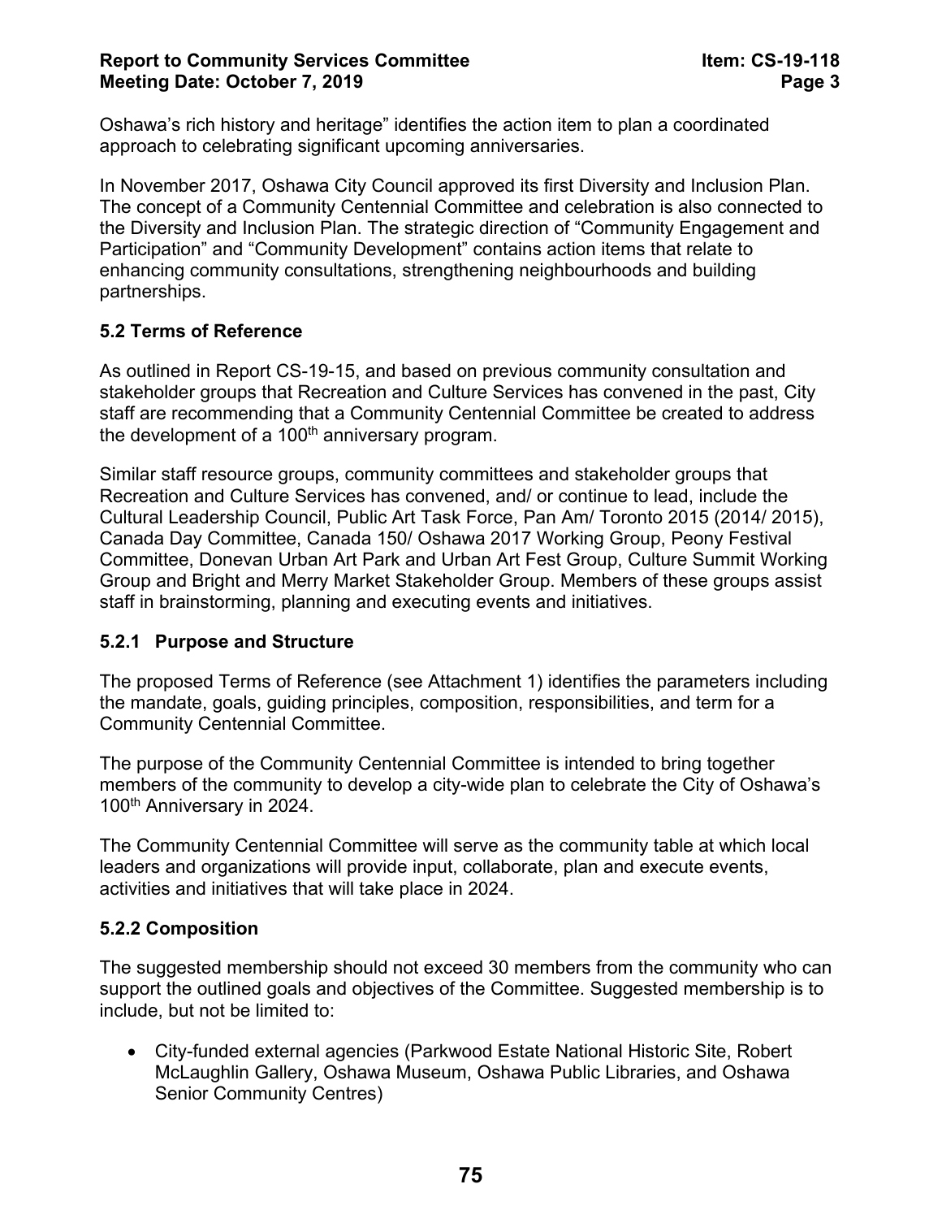Oshawa's rich history and heritage" identifies the action item to plan a coordinated approach to celebrating significant upcoming anniversaries.

In November 2017, Oshawa City Council approved its first Diversity and Inclusion Plan. The concept of a Community Centennial Committee and celebration is also connected to the Diversity and Inclusion Plan. The strategic direction of "Community Engagement and Participation" and "Community Development" contains action items that relate to enhancing community consultations, strengthening neighbourhoods and building partnerships.

### 5.2 Terms of Reference

As outlined in Report CS-19-15, and based on previous community consultation and stakeholder groups that Recreation and Culture Services has convened in the past, City staff are recommending that a Community Centennial Committee be created to address the development of a 100th anniversary program.

Similar staff resource groups, community committees and stakeholder groups that Recreation and Culture Services has convened, and/ or continue to lead, include the Cultural Leadership Council, Public Art Task Force, Pan Am/ Toronto 2015 (2014/ 2015), Canada Day Committee, Canada 150/ Oshawa 2017 Working Group, Peony Festival Committee, Donevan Urban Art Park and Urban Art Fest Group, Culture Summit Working Group and Bright and Merry Market Stakeholder Group. Members of these groups assist staff in brainstorming, planning and executing events and initiatives.

#### 5.2.1 Purpose and Structure

The proposed Terms of Reference (see Attachment 1) identifies the parameters including the mandate, goals, guiding principles, composition, responsibilities, and term for a Community Centennial Committee.

The purpose of the Community Centennial Committee is intended to bring together members of the community to develop a city-wide plan to celebrate the City of Oshawa's 100th Anniversary in 2024.

The Community Centennial Committee will serve as the community table at which local leaders and organizations will provide input, collaborate, plan and execute events, activities and initiatives that will take place in 2024.

#### 5.2.2 Composition

The suggested membership should not exceed 30 members from the community who can support the outlined goals and objectives of the Committee. Suggested membership is to include, but not be limited to:

- City-funded external agencies (Parkwood Estate National Historic Site, Robert McLaughlin Gallery, Oshawa Museum, Oshawa Public Libraries, and Oshawa Senior Community Centres)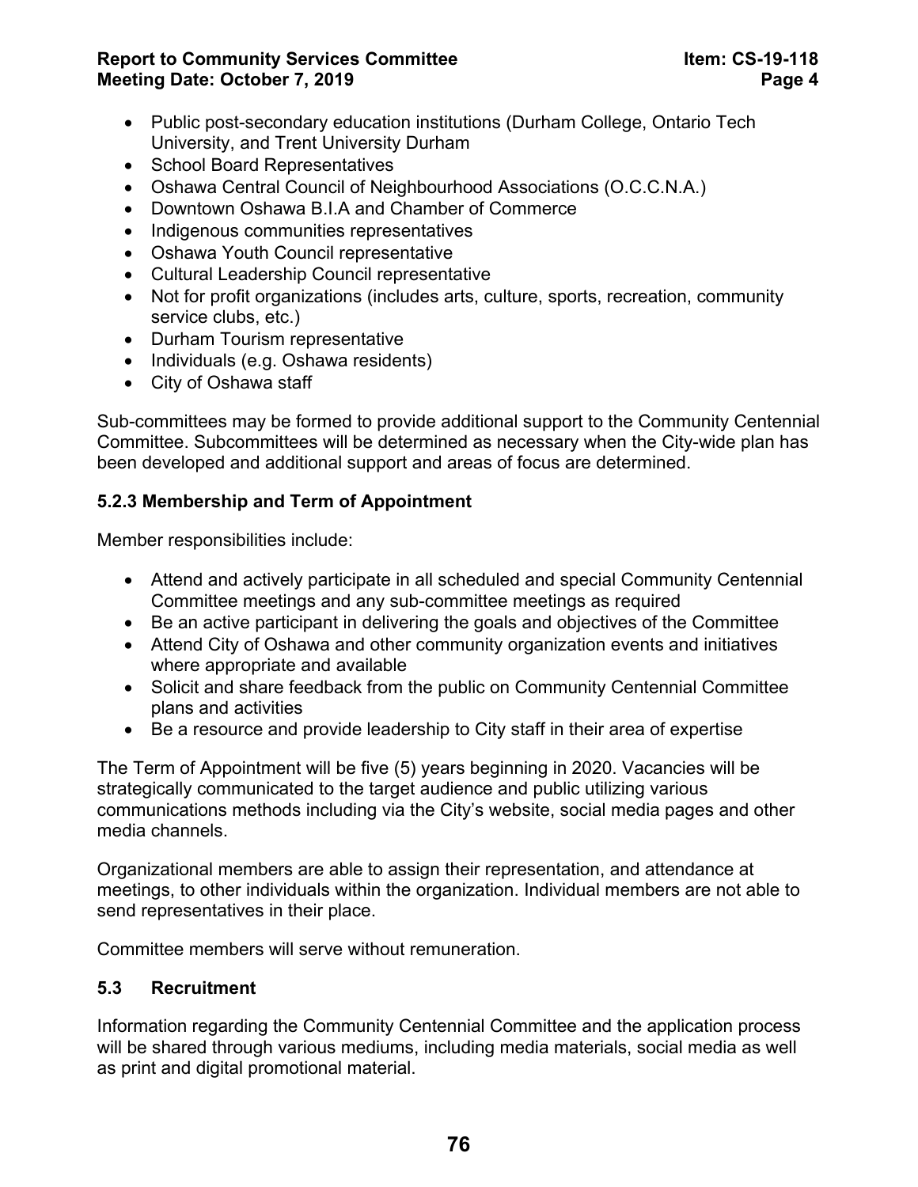- Public post-secondary education institutions (Durham College, Ontario Tech University, and Trent University Durham
- School Board Representatives
- Oshawa Central Council of Neighbourhood Associations (O.C.C.N.A.)
- Downtown Oshawa B.I.A and Chamber of Commerce
- Indigenous communities representatives
- Oshawa Youth Council representative
- Cultural Leadership Council representative
- Not for profit organizations (includes arts, culture, sports, recreation, community service clubs, etc.)
- Durham Tourism representative
- Individuals (e.g. Oshawa residents)
- City of Oshawa staff

Sub-committees may be formed to provide additional support to the Community Centennial Committee. Subcommittees will be determined as necessary when the City-wide plan has been developed and additional support and areas of focus are determined.

### 5.2.3 Membership and Term of Appointment

Member responsibilities include:

- Attend and actively participate in all scheduled and special Community Centennial Committee meetings and any sub-committee meetings as required
- Be an active participant in delivering the goals and objectives of the Committee
- Attend City of Oshawa and other community organization events and initiatives where appropriate and available
- Solicit and share feedback from the public on Community Centennial Committee plans and activities
- Be a resource and provide leadership to City staff in their area of expertise

The Term of Appointment will be five (5) years beginning in 2020. Vacancies will be strategically communicated to the target audience and public utilizing various communications methods including via the City's website, social media pages and other media channels.

Organizational members are able to assign their representation, and attendance at meetings, to other individuals within the organization. Individual members are not able to send representatives in their place.

Committee members will serve without remuneration.

## 5.3 Recruitment

Information regarding the Community Centennial Committee and the application process will be shared through various mediums, including media materials, social media as well as print and digital promotional material.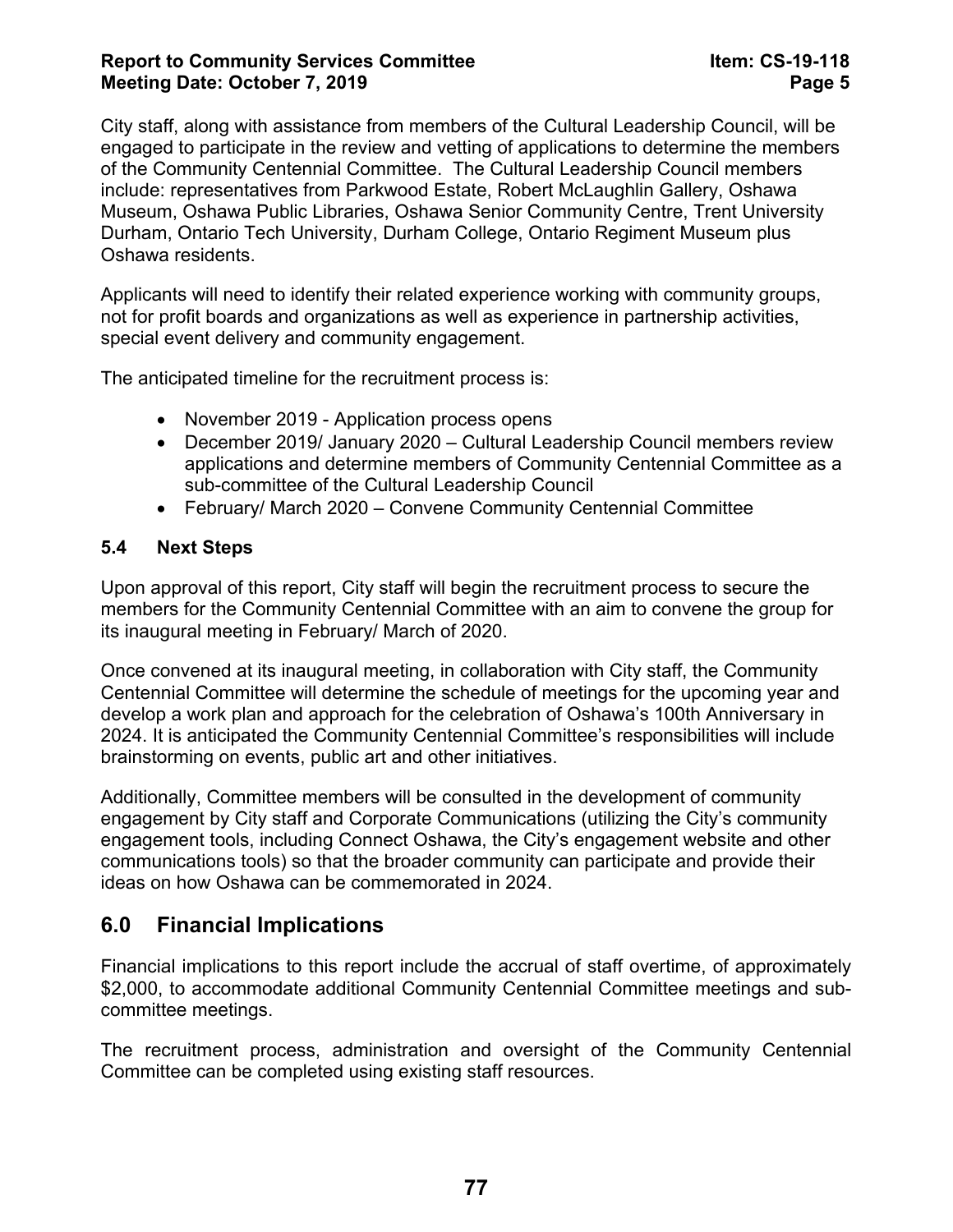City staff, along with assistance from members of the Cultural Leadership Council, will be engaged to participate in the review and vetting of applications to determine the members of the Community Centennial Committee. The Cultural Leadership Council members include: representatives from Parkwood Estate, Robert McLaughlin Gallery, Oshawa Museum, Oshawa Public Libraries, Oshawa Senior Community Centre, Trent University Durham, Ontario Tech University, Durham College, Ontario Regiment Museum plus Oshawa residents.

Applicants will need to identify their related experience working with community groups, not for profit boards and organizations as well as experience in partnership activities, special event delivery and community engagement.

The anticipated timeline for the recruitment process is:

- November 2019 - Application process opens
- December 2019/ January 2020 – Cultural Leadership Council members review applications and determine members of Community Centennial Committee as a sub-committee of the Cultural Leadership Council
- February/ March 2020 – Convene Community Centennial Committee

### 5.4 Next Steps

Upon approval of this report, City staff will begin the recruitment process to secure the members for the Community Centennial Committee with an aim to convene the group for its inaugural meeting in February/ March of 2020.

Once convened at its inaugural meeting, in collaboration with City staff, the Community Centennial Committee will determine the schedule of meetings for the upcoming year and develop a work plan and approach for the celebration of Oshawa's 100th Anniversary in 2024. It is anticipated the Community Centennial Committee's responsibilities will include brainstorming on events, public art and other initiatives.

Additionally, Committee members will be consulted in the development of community engagement by City staff and Corporate Communications (utilizing the City's community engagement tools, including Connect Oshawa, the City's engagement website and other communications tools) so that the broader community can participate and provide their ideas on how Oshawa can be commemorated in 2024.

## 6.0 Financial Implications

Financial implications to this report include the accrual of staff overtime, of approximately $2,000, to accommodate additional Community Centennial Committee meetings and sub-committee meetings.

The recruitment process, administration and oversight of the Community Centennial Committee can be completed using existing staff resources.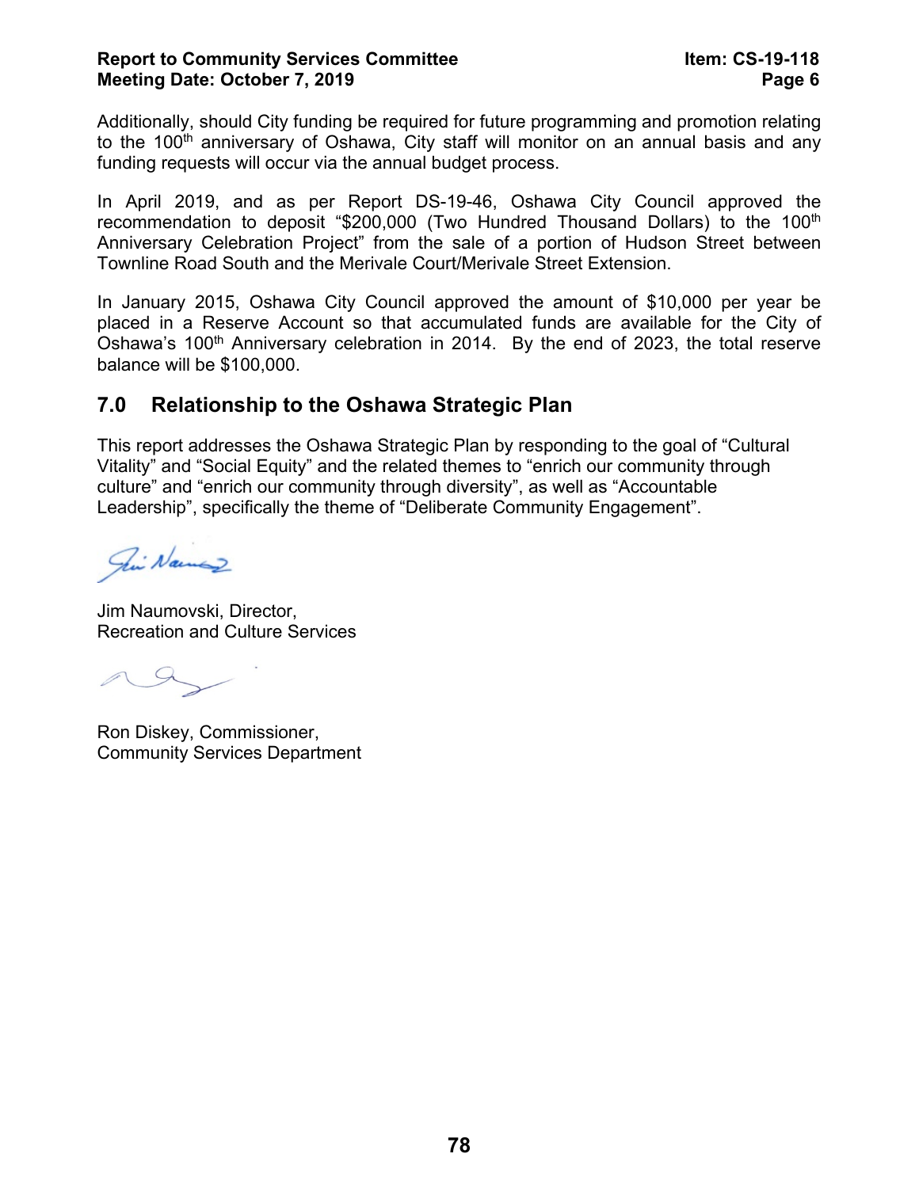Additionally, should City funding be required for future programming and promotion relating to the 100th anniversary of Oshawa, City staff will monitor on an annual basis and any funding requests will occur via the annual budget process.

In April 2019, and as per Report DS-19-46, Oshawa City Council approved the recommendation to deposit "$200,000 (Two Hundred Thousand Dollars) to the 100th Anniversary Celebration Project" from the sale of a portion of Hudson Street between Townline Road South and the Merivale Court/Merivale Street Extension.

In January 2015, Oshawa City Council approved the amount of $10,000 per year be placed in a Reserve Account so that accumulated funds are available for the City of Oshawa's 100th Anniversary celebration in 2014. By the end of 2023, the total reserve balance will be $100,000.

## 7.0 Relationship to the Oshawa Strategic Plan

This report addresses the Oshawa Strategic Plan by responding to the goal of "Cultural Vitality" and "Social Equity" and the related themes to "enrich our community through culture" and "enrich our community through diversity", as well as "Accountable Leadership", specifically the theme of "Deliberate Community Engagement".

Jim Naumovski, Director,
Recreation and Culture Services

Ron Diskey, Commissioner,
Community Services Department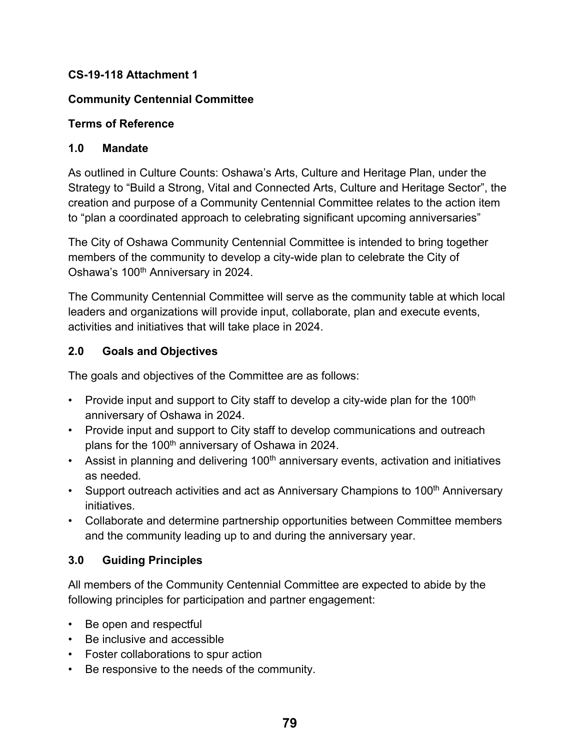**CS-19-118 Attachment 1**

# Community Centennial Committee

## Terms of Reference

### 1.0 Mandate

As outlined in Culture Counts: Oshawa's Arts, Culture and Heritage Plan, under the Strategy to "Build a Strong, Vital and Connected Arts, Culture and Heritage Sector", the creation and purpose of a Community Centennial Committee relates to the action item to "plan a coordinated approach to celebrating significant upcoming anniversaries"

The City of Oshawa Community Centennial Committee is intended to bring together members of the community to develop a city-wide plan to celebrate the City of Oshawa's 100th Anniversary in 2024.

The Community Centennial Committee will serve as the community table at which local leaders and organizations will provide input, collaborate, plan and execute events, activities and initiatives that will take place in 2024.

### 2.0 Goals and Objectives

The goals and objectives of the Committee are as follows:

- Provide input and support to City staff to develop a city-wide plan for the 100th anniversary of Oshawa in 2024.
- Provide input and support to City staff to develop communications and outreach plans for the 100th anniversary of Oshawa in 2024.
- Assist in planning and delivering 100th anniversary events, activation and initiatives as needed.
- Support outreach activities and act as Anniversary Champions to 100th Anniversary initiatives.
- Collaborate and determine partnership opportunities between Committee members and the community leading up to and during the anniversary year.

### 3.0 Guiding Principles

All members of the Community Centennial Committee are expected to abide by the following principles for participation and partner engagement:

- Be open and respectful
- Be inclusive and accessible
- Foster collaborations to spur action
- Be responsive to the needs of the community.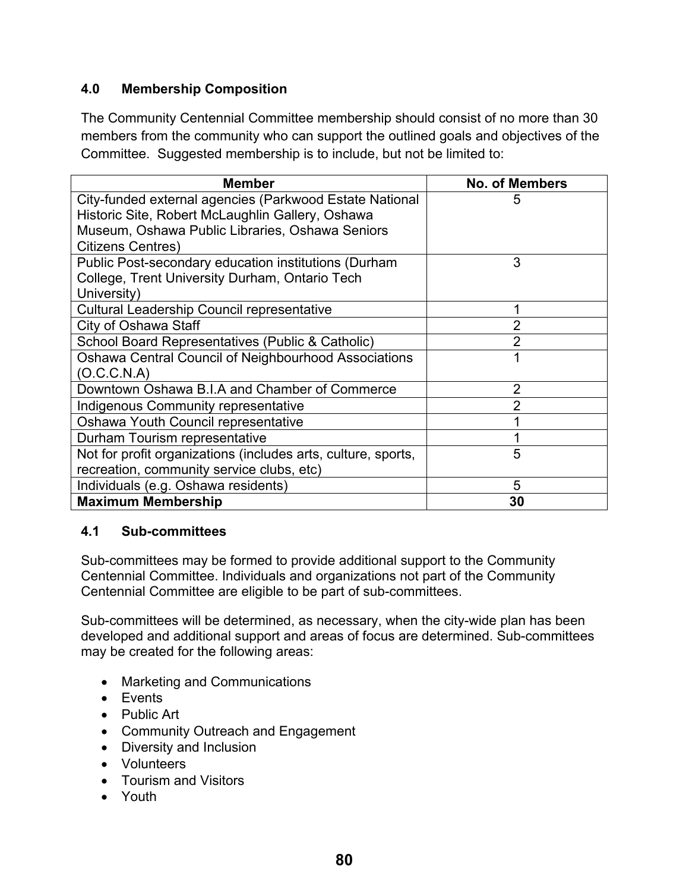### 4.0 Membership Composition

The Community Centennial Committee membership should consist of no more than 30 members from the community who can support the outlined goals and objectives of the Committee. Suggested membership is to include, but not be limited to:

| Member | No. of Members |
|---|---|
| City-funded external agencies (Parkwood Estate National Historic Site, Robert McLaughlin Gallery, Oshawa Museum, Oshawa Public Libraries, Oshawa Seniors Citizens Centres) | 5 |
| Public Post-secondary education institutions (Durham College, Trent University Durham, Ontario Tech University) | 3 |
| Cultural Leadership Council representative | 1 |
| City of Oshawa Staff | 2 |
| School Board Representatives (Public & Catholic) | 2 |
| Oshawa Central Council of Neighbourhood Associations (O.C.C.N.A) | 1 |
| Downtown Oshawa B.I.A and Chamber of Commerce | 2 |
| Indigenous Community representative | 2 |
| Oshawa Youth Council representative | 1 |
| Durham Tourism representative | 1 |
| Not for profit organizations (includes arts, culture, sports, recreation, community service clubs, etc) | 5 |
| Individuals (e.g. Oshawa residents) | 5 |
| **Maximum Membership** | **30** |

### 4.1 Sub-committees

Sub-committees may be formed to provide additional support to the Community Centennial Committee. Individuals and organizations not part of the Community Centennial Committee are eligible to be part of sub-committees.

Sub-committees will be determined, as necessary, when the city-wide plan has been developed and additional support and areas of focus are determined. Sub-committees may be created for the following areas:

- Marketing and Communications
- Events
- Public Art
- Community Outreach and Engagement
- Diversity and Inclusion
- Volunteers
- Tourism and Visitors
- Youth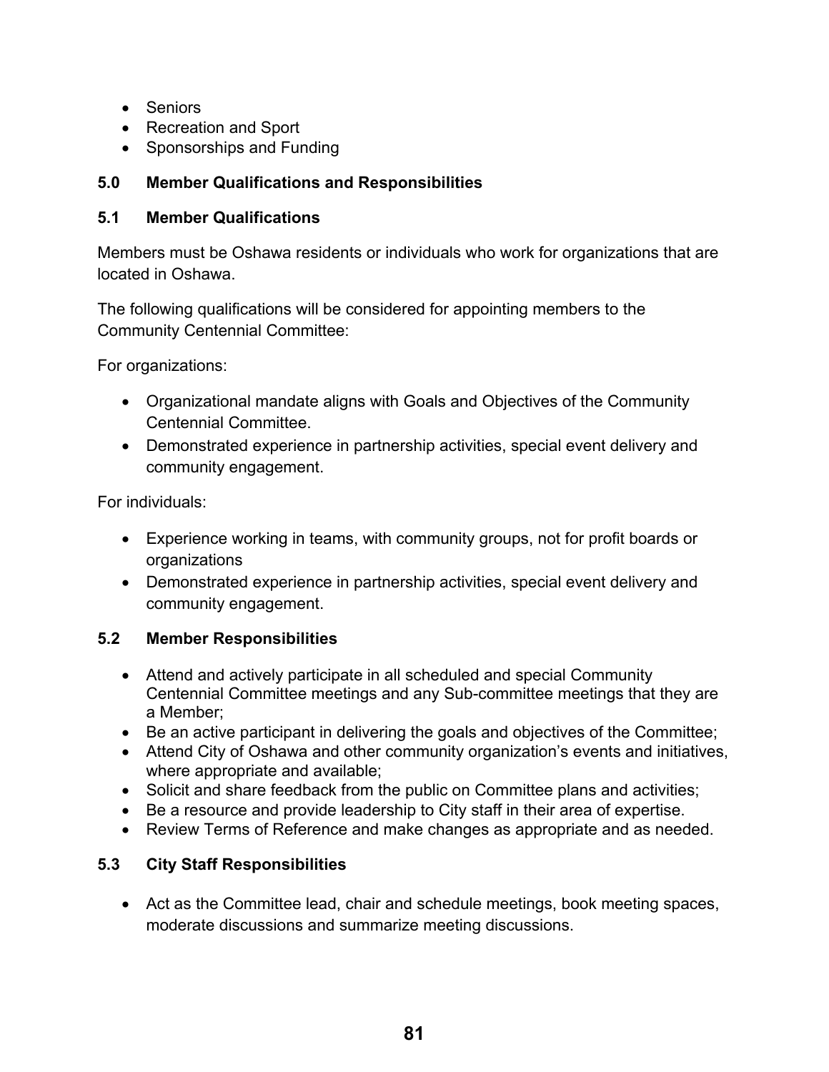- Seniors
- Recreation and Sport
- Sponsorships and Funding

## 5.0 Member Qualifications and Responsibilities

### 5.1 Member Qualifications

Members must be Oshawa residents or individuals who work for organizations that are located in Oshawa.

The following qualifications will be considered for appointing members to the Community Centennial Committee:

For organizations:

- Organizational mandate aligns with Goals and Objectives of the Community Centennial Committee.
- Demonstrated experience in partnership activities, special event delivery and community engagement.

For individuals:

- Experience working in teams, with community groups, not for profit boards or organizations
- Demonstrated experience in partnership activities, special event delivery and community engagement.

### 5.2 Member Responsibilities

- Attend and actively participate in all scheduled and special Community Centennial Committee meetings and any Sub-committee meetings that they are a Member;
- Be an active participant in delivering the goals and objectives of the Committee;
- Attend City of Oshawa and other community organization's events and initiatives, where appropriate and available;
- Solicit and share feedback from the public on Committee plans and activities;
- Be a resource and provide leadership to City staff in their area of expertise.
- Review Terms of Reference and make changes as appropriate and as needed.

### 5.3 City Staff Responsibilities

- Act as the Committee lead, chair and schedule meetings, book meeting spaces, moderate discussions and summarize meeting discussions.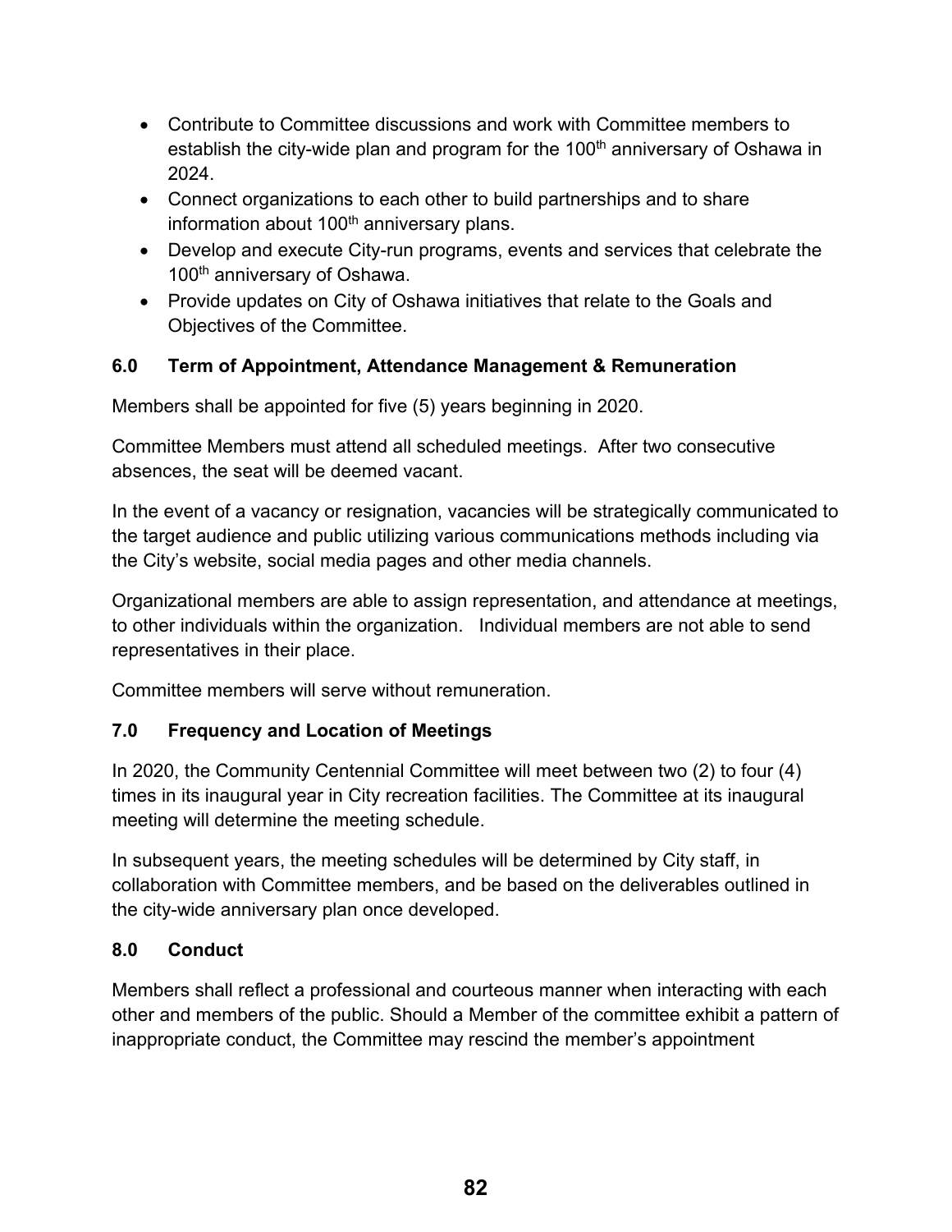- Contribute to Committee discussions and work with Committee members to establish the city-wide plan and program for the 100th anniversary of Oshawa in 2024.
- Connect organizations to each other to build partnerships and to share information about 100th anniversary plans.
- Develop and execute City-run programs, events and services that celebrate the 100th anniversary of Oshawa.
- Provide updates on City of Oshawa initiatives that relate to the Goals and Objectives of the Committee.

### 6.0 Term of Appointment, Attendance Management & Remuneration

Members shall be appointed for five (5) years beginning in 2020.

Committee Members must attend all scheduled meetings. After two consecutive absences, the seat will be deemed vacant.

In the event of a vacancy or resignation, vacancies will be strategically communicated to the target audience and public utilizing various communications methods including via the City's website, social media pages and other media channels.

Organizational members are able to assign representation, and attendance at meetings, to other individuals within the organization. Individual members are not able to send representatives in their place.

Committee members will serve without remuneration.

### 7.0 Frequency and Location of Meetings

In 2020, the Community Centennial Committee will meet between two (2) to four (4) times in its inaugural year in City recreation facilities. The Committee at its inaugural meeting will determine the meeting schedule.

In subsequent years, the meeting schedules will be determined by City staff, in collaboration with Committee members, and be based on the deliverables outlined in the city-wide anniversary plan once developed.

### 8.0 Conduct

Members shall reflect a professional and courteous manner when interacting with each other and members of the public. Should a Member of the committee exhibit a pattern of inappropriate conduct, the Committee may rescind the member's appointment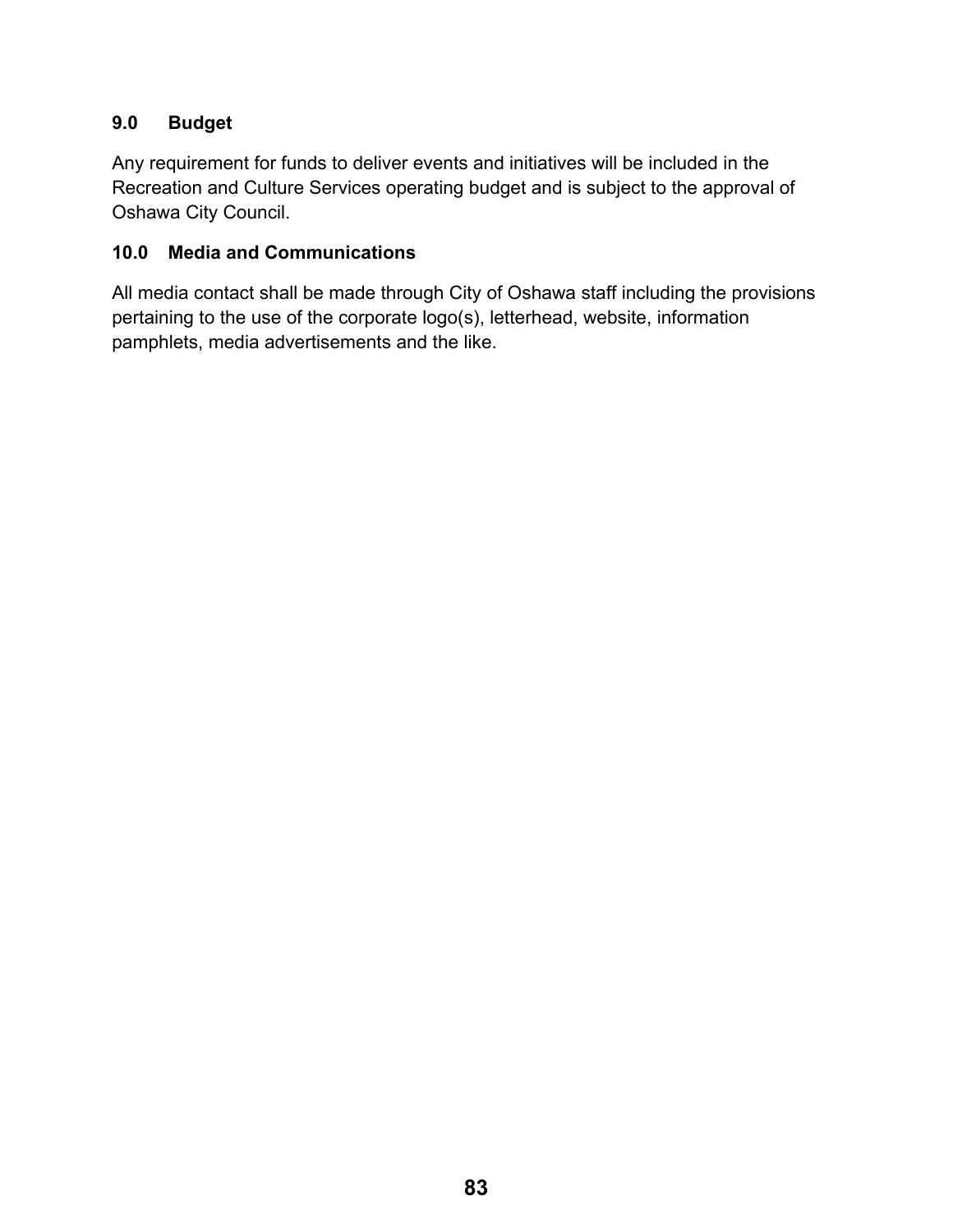## 9.0 Budget

Any requirement for funds to deliver events and initiatives will be included in the Recreation and Culture Services operating budget and is subject to the approval of Oshawa City Council.

## 10.0 Media and Communications

All media contact shall be made through City of Oshawa staff including the provisions pertaining to the use of the corporate logo(s), letterhead, website, information pamphlets, media advertisements and the like.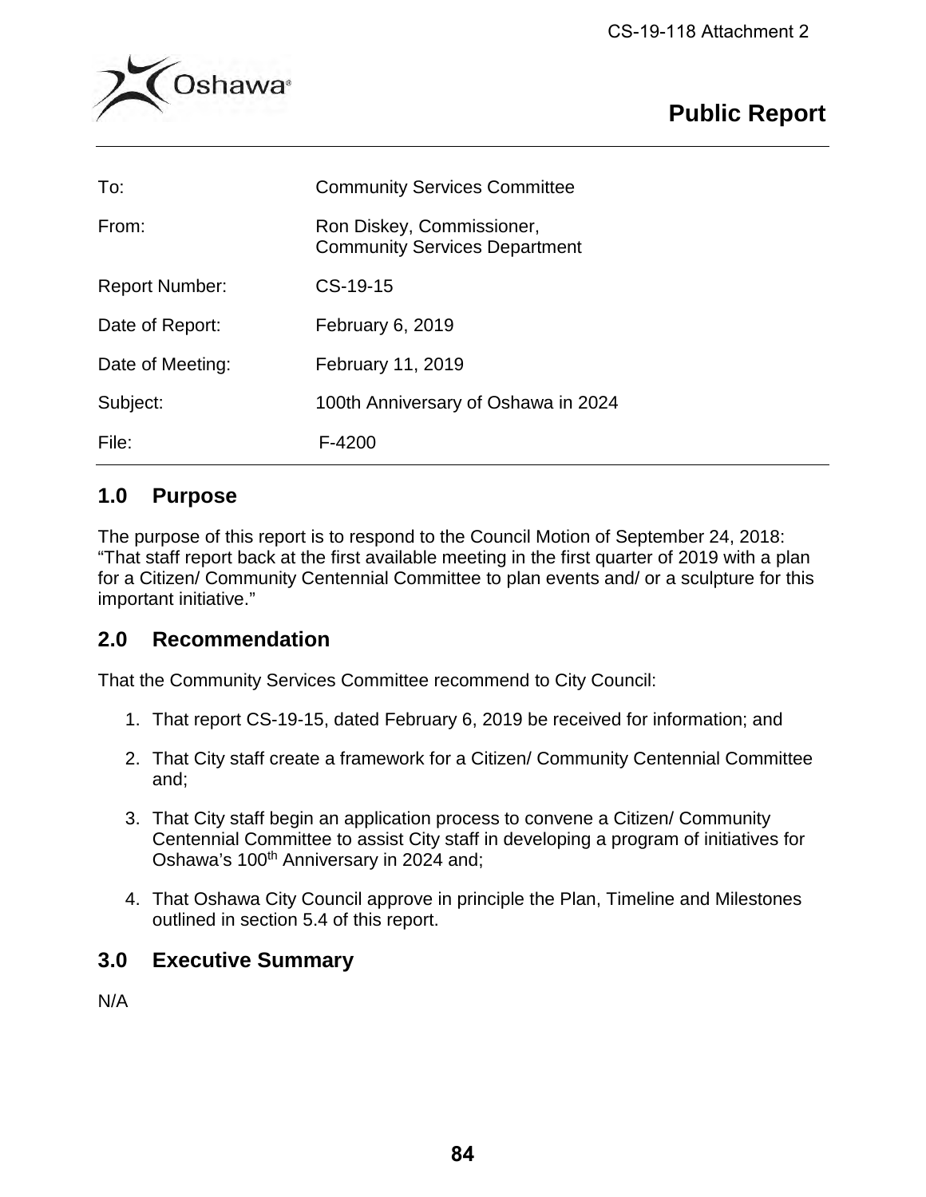CS-19-118 Attachment 2

# Public Report

| | |
|---|---|
| To: | Community Services Committee |
| From: | Ron Diskey, Commissioner, Community Services Department |
| Report Number: | CS-19-15 |
| Date of Report: | February 6, 2019 |
| Date of Meeting: | February 11, 2019 |
| Subject: | 100th Anniversary of Oshawa in 2024 |
| File: | F-4200 |

## 1.0 Purpose

The purpose of this report is to respond to the Council Motion of September 24, 2018: "That staff report back at the first available meeting in the first quarter of 2019 with a plan for a Citizen/ Community Centennial Committee to plan events and/ or a sculpture for this important initiative."

## 2.0 Recommendation

That the Community Services Committee recommend to City Council:

1. That report CS-19-15, dated February 6, 2019 be received for information; and
2. That City staff create a framework for a Citizen/ Community Centennial Committee and;
3. That City staff begin an application process to convene a Citizen/ Community Centennial Committee to assist City staff in developing a program of initiatives for Oshawa's 100th Anniversary in 2024 and;
4. That Oshawa City Council approve in principle the Plan, Timeline and Milestones outlined in section 5.4 of this report.

## 3.0 Executive Summary

N/A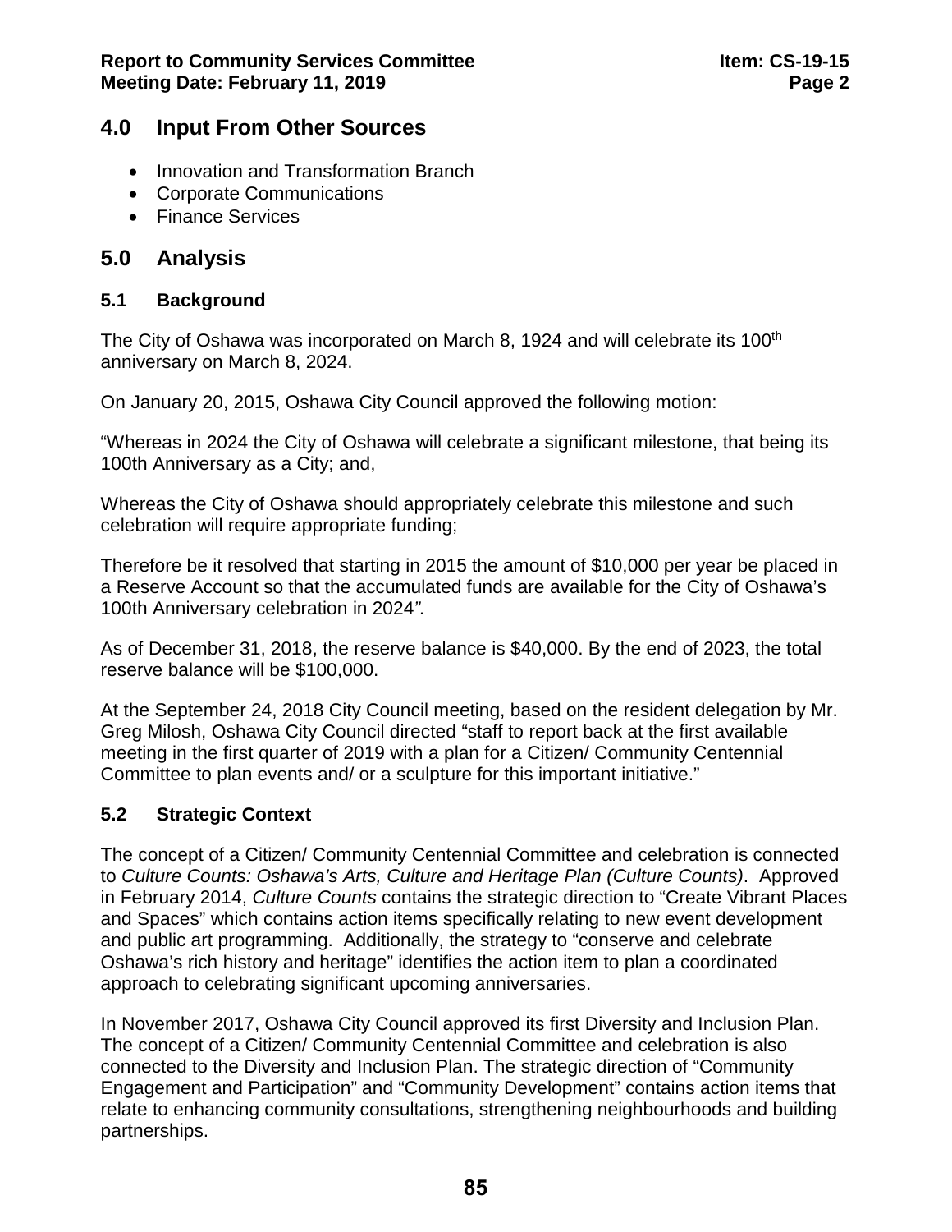## 4.0 Input From Other Sources

- Innovation and Transformation Branch
- Corporate Communications
- Finance Services

## 5.0 Analysis

### 5.1 Background

The City of Oshawa was incorporated on March 8, 1924 and will celebrate its 100th anniversary on March 8, 2024.

On January 20, 2015, Oshawa City Council approved the following motion:

"Whereas in 2024 the City of Oshawa will celebrate a significant milestone, that being its 100th Anniversary as a City; and,

Whereas the City of Oshawa should appropriately celebrate this milestone and such celebration will require appropriate funding;

Therefore be it resolved that starting in 2015 the amount of $10,000 per year be placed in a Reserve Account so that the accumulated funds are available for the City of Oshawa's 100th Anniversary celebration in 2024*".*

As of December 31, 2018, the reserve balance is $40,000. By the end of 2023, the total reserve balance will be $100,000.

At the September 24, 2018 City Council meeting, based on the resident delegation by Mr. Greg Milosh, Oshawa City Council directed "staff to report back at the first available meeting in the first quarter of 2019 with a plan for a Citizen/ Community Centennial Committee to plan events and/ or a sculpture for this important initiative."

### 5.2 Strategic Context

The concept of a Citizen/ Community Centennial Committee and celebration is connected to *Culture Counts: Oshawa's Arts, Culture and Heritage Plan (Culture Counts)*. Approved in February 2014, *Culture Counts* contains the strategic direction to "Create Vibrant Places and Spaces" which contains action items specifically relating to new event development and public art programming. Additionally, the strategy to "conserve and celebrate Oshawa's rich history and heritage" identifies the action item to plan a coordinated approach to celebrating significant upcoming anniversaries.

In November 2017, Oshawa City Council approved its first Diversity and Inclusion Plan. The concept of a Citizen/ Community Centennial Committee and celebration is also connected to the Diversity and Inclusion Plan. The strategic direction of "Community Engagement and Participation" and "Community Development" contains action items that relate to enhancing community consultations, strengthening neighbourhoods and building partnerships.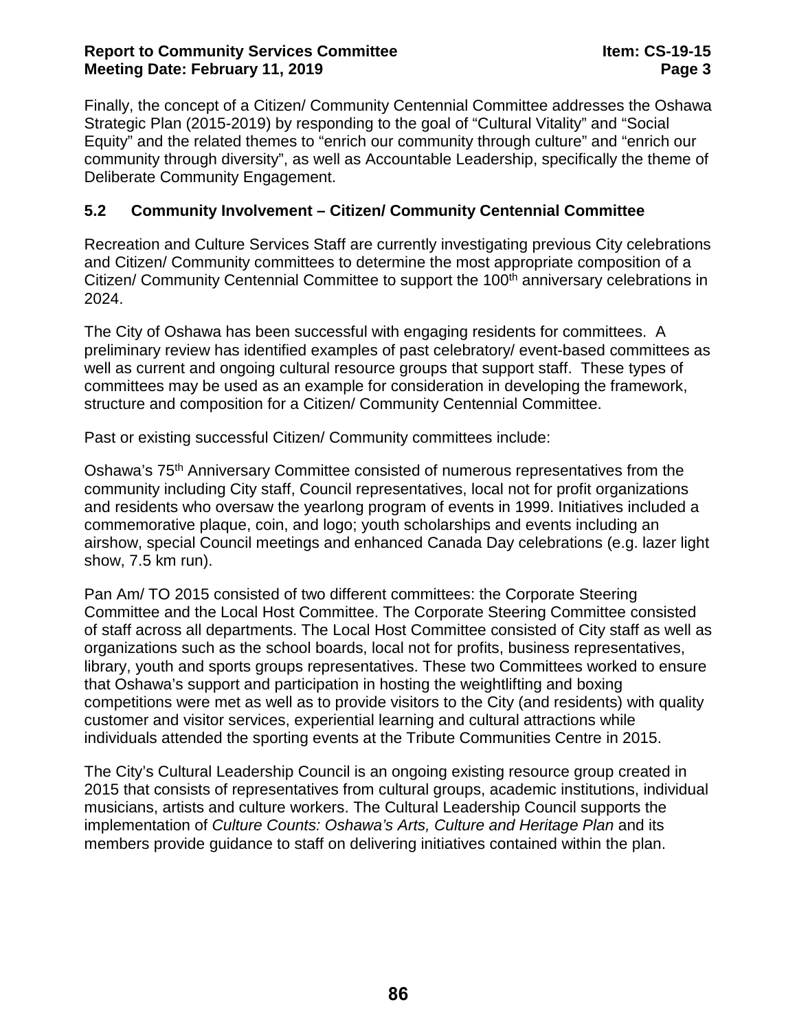Finally, the concept of a Citizen/ Community Centennial Committee addresses the Oshawa Strategic Plan (2015-2019) by responding to the goal of “Cultural Vitality” and “Social Equity” and the related themes to “enrich our community through culture” and “enrich our community through diversity”, as well as Accountable Leadership, specifically the theme of Deliberate Community Engagement.

### 5.2 Community Involvement – Citizen/ Community Centennial Committee

Recreation and Culture Services Staff are currently investigating previous City celebrations and Citizen/ Community committees to determine the most appropriate composition of a Citizen/ Community Centennial Committee to support the 100th anniversary celebrations in 2024.

The City of Oshawa has been successful with engaging residents for committees. A preliminary review has identified examples of past celebratory/ event-based committees as well as current and ongoing cultural resource groups that support staff. These types of committees may be used as an example for consideration in developing the framework, structure and composition for a Citizen/ Community Centennial Committee.

Past or existing successful Citizen/ Community committees include:

Oshawa’s 75th Anniversary Committee consisted of numerous representatives from the community including City staff, Council representatives, local not for profit organizations and residents who oversaw the yearlong program of events in 1999. Initiatives included a commemorative plaque, coin, and logo; youth scholarships and events including an airshow, special Council meetings and enhanced Canada Day celebrations (e.g. lazer light show, 7.5 km run).

Pan Am/ TO 2015 consisted of two different committees: the Corporate Steering Committee and the Local Host Committee. The Corporate Steering Committee consisted of staff across all departments. The Local Host Committee consisted of City staff as well as organizations such as the school boards, local not for profits, business representatives, library, youth and sports groups representatives. These two Committees worked to ensure that Oshawa’s support and participation in hosting the weightlifting and boxing competitions were met as well as to provide visitors to the City (and residents) with quality customer and visitor services, experiential learning and cultural attractions while individuals attended the sporting events at the Tribute Communities Centre in 2015.

The City’s Cultural Leadership Council is an ongoing existing resource group created in 2015 that consists of representatives from cultural groups, academic institutions, individual musicians, artists and culture workers. The Cultural Leadership Council supports the implementation of *Culture Counts: Oshawa’s Arts, Culture and Heritage Plan* and its members provide guidance to staff on delivering initiatives contained within the plan.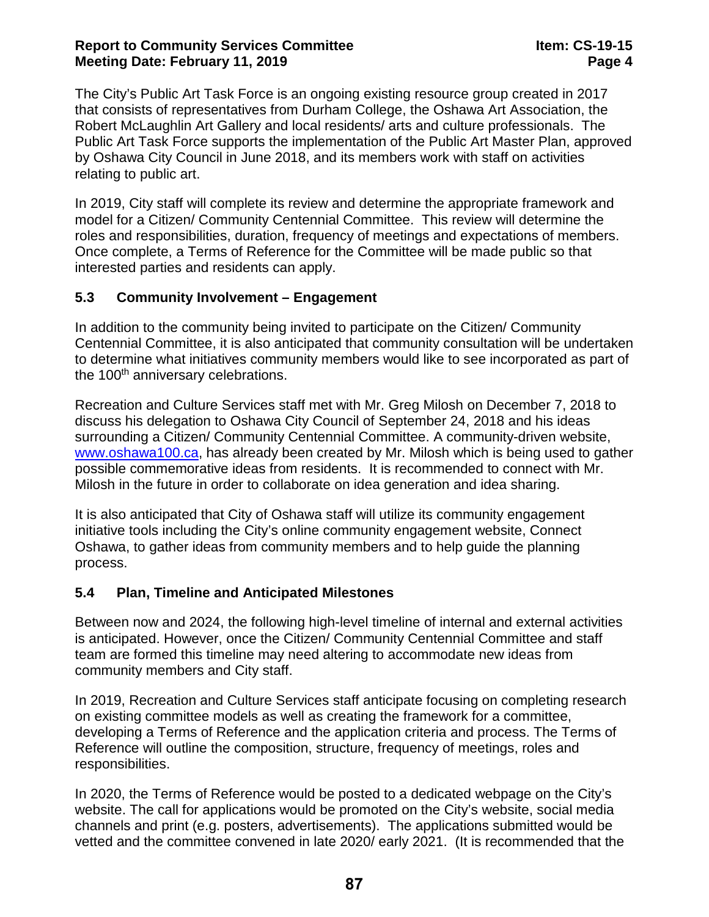The City's Public Art Task Force is an ongoing existing resource group created in 2017 that consists of representatives from Durham College, the Oshawa Art Association, the Robert McLaughlin Art Gallery and local residents/ arts and culture professionals. The Public Art Task Force supports the implementation of the Public Art Master Plan, approved by Oshawa City Council in June 2018, and its members work with staff on activities relating to public art.

In 2019, City staff will complete its review and determine the appropriate framework and model for a Citizen/ Community Centennial Committee. This review will determine the roles and responsibilities, duration, frequency of meetings and expectations of members. Once complete, a Terms of Reference for the Committee will be made public so that interested parties and residents can apply.

### 5.3 Community Involvement – Engagement

In addition to the community being invited to participate on the Citizen/ Community Centennial Committee, it is also anticipated that community consultation will be undertaken to determine what initiatives community members would like to see incorporated as part of the 100th anniversary celebrations.

Recreation and Culture Services staff met with Mr. Greg Milosh on December 7, 2018 to discuss his delegation to Oshawa City Council of September 24, 2018 and his ideas surrounding a Citizen/ Community Centennial Committee. A community-driven website, www.oshawa100.ca, has already been created by Mr. Milosh which is being used to gather possible commemorative ideas from residents. It is recommended to connect with Mr. Milosh in the future in order to collaborate on idea generation and idea sharing.

It is also anticipated that City of Oshawa staff will utilize its community engagement initiative tools including the City's online community engagement website, Connect Oshawa, to gather ideas from community members and to help guide the planning process.

### 5.4 Plan, Timeline and Anticipated Milestones

Between now and 2024, the following high-level timeline of internal and external activities is anticipated. However, once the Citizen/ Community Centennial Committee and staff team are formed this timeline may need altering to accommodate new ideas from community members and City staff.

In 2019, Recreation and Culture Services staff anticipate focusing on completing research on existing committee models as well as creating the framework for a committee, developing a Terms of Reference and the application criteria and process. The Terms of Reference will outline the composition, structure, frequency of meetings, roles and responsibilities.

In 2020, the Terms of Reference would be posted to a dedicated webpage on the City's website. The call for applications would be promoted on the City's website, social media channels and print (e.g. posters, advertisements). The applications submitted would be vetted and the committee convened in late 2020/ early 2021. (It is recommended that the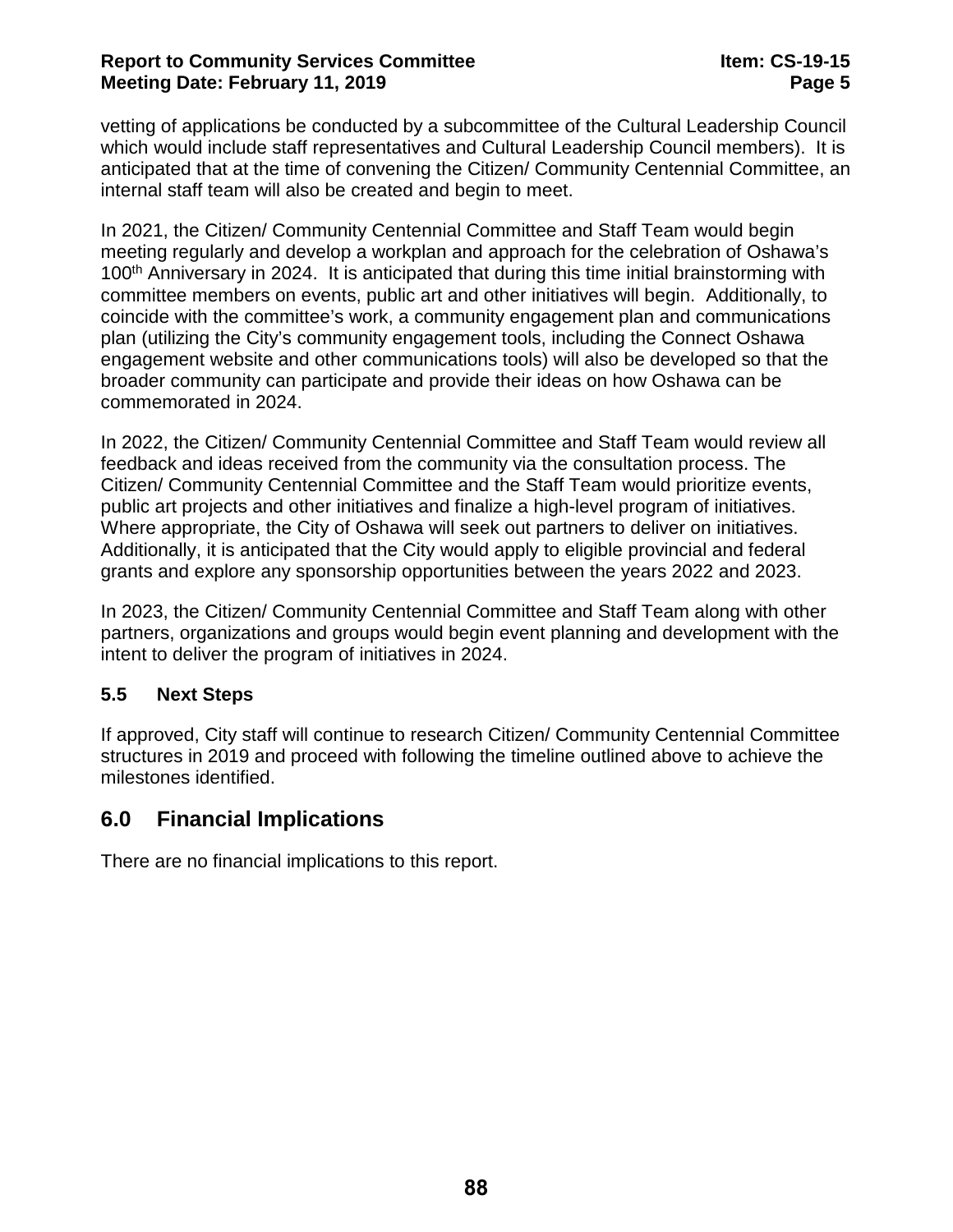vetting of applications be conducted by a subcommittee of the Cultural Leadership Council which would include staff representatives and Cultural Leadership Council members). It is anticipated that at the time of convening the Citizen/ Community Centennial Committee, an internal staff team will also be created and begin to meet.

In 2021, the Citizen/ Community Centennial Committee and Staff Team would begin meeting regularly and develop a workplan and approach for the celebration of Oshawa's 100th Anniversary in 2024. It is anticipated that during this time initial brainstorming with committee members on events, public art and other initiatives will begin. Additionally, to coincide with the committee's work, a community engagement plan and communications plan (utilizing the City's community engagement tools, including the Connect Oshawa engagement website and other communications tools) will also be developed so that the broader community can participate and provide their ideas on how Oshawa can be commemorated in 2024.

In 2022, the Citizen/ Community Centennial Committee and Staff Team would review all feedback and ideas received from the community via the consultation process. The Citizen/ Community Centennial Committee and the Staff Team would prioritize events, public art projects and other initiatives and finalize a high-level program of initiatives. Where appropriate, the City of Oshawa will seek out partners to deliver on initiatives. Additionally, it is anticipated that the City would apply to eligible provincial and federal grants and explore any sponsorship opportunities between the years 2022 and 2023.

In 2023, the Citizen/ Community Centennial Committee and Staff Team along with other partners, organizations and groups would begin event planning and development with the intent to deliver the program of initiatives in 2024.

### 5.5 Next Steps

If approved, City staff will continue to research Citizen/ Community Centennial Committee structures in 2019 and proceed with following the timeline outlined above to achieve the milestones identified.

## 6.0 Financial Implications

There are no financial implications to this report.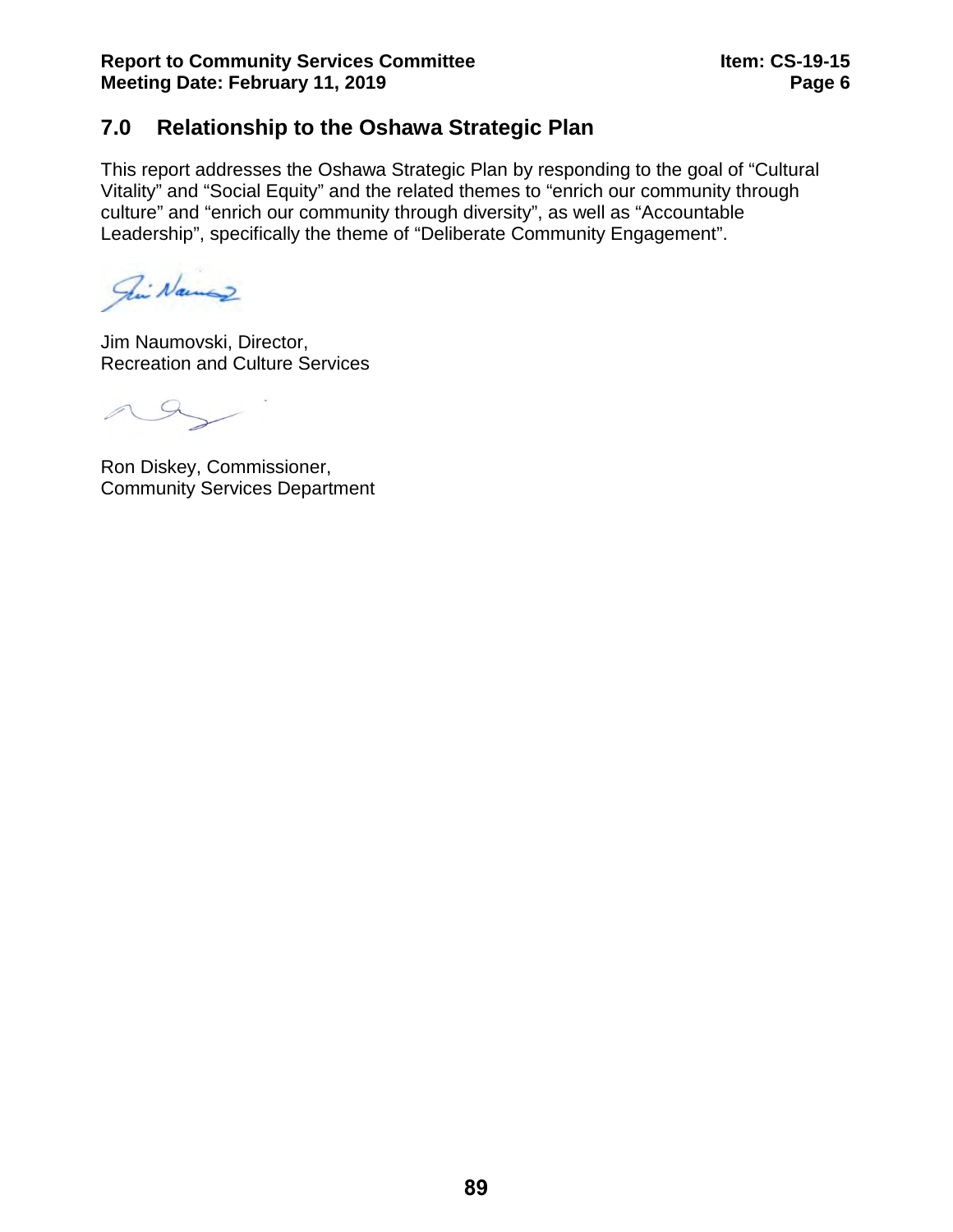## 7.0 Relationship to the Oshawa Strategic Plan

This report addresses the Oshawa Strategic Plan by responding to the goal of "Cultural Vitality" and "Social Equity" and the related themes to "enrich our community through culture" and "enrich our community through diversity", as well as "Accountable Leadership", specifically the theme of "Deliberate Community Engagement".

Jim Naumovski, Director,
Recreation and Culture Services

Ron Diskey, Commissioner,
Community Services Department